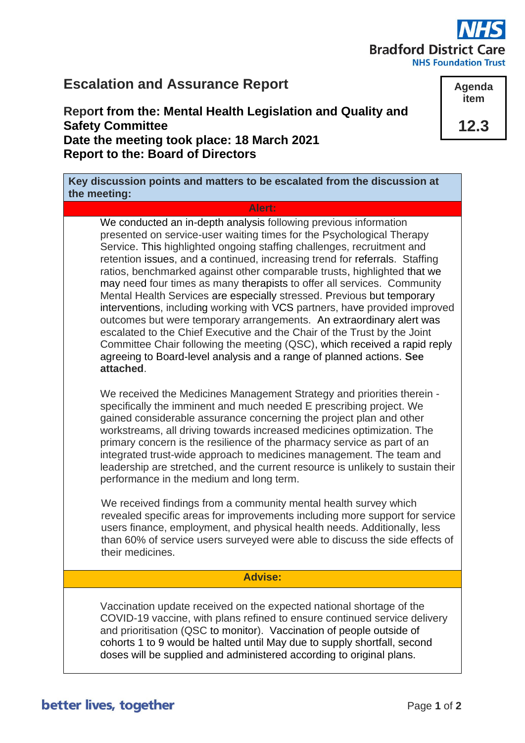Bradford District Care
NHS Foundation Trust

# Escalation and Assurance Report

**Agenda item**

**12.3**

## Report from the: Mental Health Legislation and Quality and Safety Committee
## Date the meeting took place: 18 March 2021
## Report to the: Board of Directors

**Key discussion points and matters to be escalated from the discussion at the meeting:**

**Alert:**

We conducted an in-depth analysis following previous information presented on service-user waiting times for the Psychological Therapy Service. This highlighted ongoing staffing challenges, recruitment and retention issues, and a continued, increasing trend for referrals. Staffing ratios, benchmarked against other comparable trusts, highlighted that we may need four times as many therapists to offer all services. Community Mental Health Services are especially stressed. Previous but temporary interventions, including working with VCS partners, have provided improved outcomes but were temporary arrangements. An extraordinary alert was escalated to the Chief Executive and the Chair of the Trust by the Joint Committee Chair following the meeting (QSC), which received a rapid reply agreeing to Board-level analysis and a range of planned actions. **See attached**.

We received the Medicines Management Strategy and priorities therein - specifically the imminent and much needed E prescribing project. We gained considerable assurance concerning the project plan and other workstreams, all driving towards increased medicines optimization. The primary concern is the resilience of the pharmacy service as part of an integrated trust-wide approach to medicines management. The team and leadership are stretched, and the current resource is unlikely to sustain their performance in the medium and long term.

We received findings from a community mental health survey which revealed specific areas for improvements including more support for service users finance, employment, and physical health needs. Additionally, less than 60% of service users surveyed were able to discuss the side effects of their medicines.

**Advise:**

Vaccination update received on the expected national shortage of the COVID-19 vaccine, with plans refined to ensure continued service delivery and prioritisation (QSC to monitor). Vaccination of people outside of cohorts 1 to 9 would be halted until May due to supply shortfall, second doses will be supplied and administered according to original plans.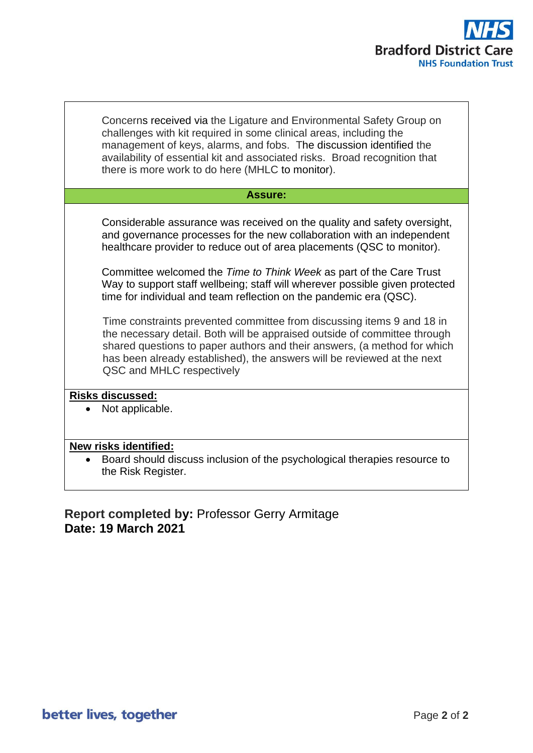Concerns received via the Ligature and Environmental Safety Group on challenges with kit required in some clinical areas, including the management of keys, alarms, and fobs. The discussion identified the availability of essential kit and associated risks. Broad recognition that there is more work to do here (MHLC to monitor).

**Assure:**

Considerable assurance was received on the quality and safety oversight, and governance processes for the new collaboration with an independent healthcare provider to reduce out of area placements (QSC to monitor).

Committee welcomed the *Time to Think Week* as part of the Care Trust Way to support staff wellbeing; staff will wherever possible given protected time for individual and team reflection on the pandemic era (QSC).

Time constraints prevented committee from discussing items 9 and 18 in the necessary detail. Both will be appraised outside of committee through shared questions to paper authors and their answers, (a method for which has been already established), the answers will be reviewed at the next QSC and MHLC respectively

**Risks discussed:**

- Not applicable.

**New risks identified:**

- Board should discuss inclusion of the psychological therapies resource to the Risk Register.

**Report completed by:** Professor Gerry Armitage
**Date: 19 March 2021**